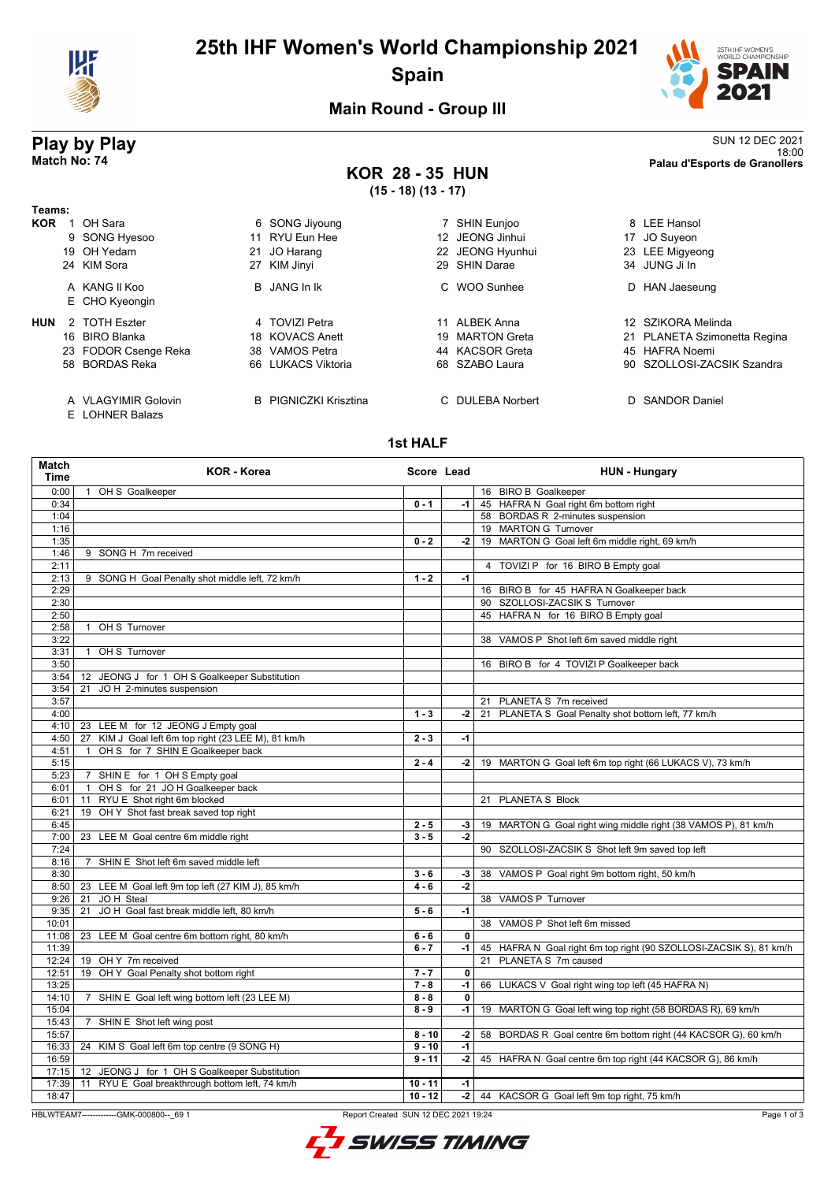# 25th IHF Women's World Championship 2021

## Spain

### Main Round - Group III

## Play by Play

**Match No: 74**

SUN 12 DEC 2021
18:00
**Palau d'Esports de Granollers**

## KOR 28 - 35 HUN

**(15 - 18) (13 - 17)**

**Teams:**

**KOR**
1 OH Sara, 6 SONG Jiyoung, 7 SHIN Eunjoo, 8 LEE Hansol, 9 SONG Hyesoo, 11 RYU Eun Hee, 12 JEONG Jinhui, 17 JO Suyeon, 19 OH Yedam, 21 JO Harang, 22 JEONG Hyunhui, 23 LEE Migyeong, 24 KIM Sora, 27 KIM Jinyi, 29 SHIN Darae, 34 JUNG Ji In

A KANG Il Koo, B JANG In Ik, C WOO Sunhee, D HAN Jaeseung, E CHO Kyeongin

**HUN**
2 TOTH Eszter, 4 TOVIZI Petra, 11 ALBEK Anna, 12 SZIKORA Melinda, 16 BIRO Blanka, 18 KOVACS Anett, 19 MARTON Greta, 21 PLANETA Szimonetta Regina, 23 FODOR Csenge Reka, 38 VAMOS Petra, 44 KACSOR Greta, 45 HAFRA Noemi, 58 BORDAS Reka, 66 LUKACS Viktoria, 68 SZABO Laura, 90 SZOLLOSI-ZACSIK Szandra

A VLAGYIMIR Golovin, B PIGNICZKI Krisztina, C DULEBA Norbert, D SANDOR Daniel, E LOHNER Balazs

### 1st HALF

| Match Time | KOR - Korea | Score | Lead | HUN - Hungary |
|---|---|---|---|---|
| 0:00 | 1 OH S Goalkeeper | | | 16 BIRO B Goalkeeper |
| 0:34 | | 0 - 1 | -1 | 45 HAFRA N Goal right 6m bottom right |
| 1:04 | | | | 58 BORDAS R 2-minutes suspension |
| 1:16 | | | | 19 MARTON G Turnover |
| 1:35 | | 0 - 2 | -2 | 19 MARTON G Goal left 6m middle right, 69 km/h |
| 1:46 | 9 SONG H 7m received | | | |
| 2:11 | | | | 4 TOVIZI P for 16 BIRO B Empty goal |
| 2:13 | 9 SONG H Goal Penalty shot middle left, 72 km/h | 1 - 2 | -1 | |
| 2:29 | | | | 16 BIRO B for 45 HAFRA N Goalkeeper back |
| 2:30 | | | | 90 SZOLLOSI-ZACSIK S Turnover |
| 2:50 | | | | 45 HAFRA N for 16 BIRO B Empty goal |
| 2:58 | 1 OH S Turnover | | | |
| 3:22 | | | | 38 VAMOS P Shot left 6m saved middle right |
| 3:31 | 1 OH S Turnover | | | |
| 3:50 | | | | 16 BIRO B for 4 TOVIZI P Goalkeeper back |
| 3:54 | 12 JEONG J for 1 OH S Goalkeeper Substitution | | | |
| 3:54 | 21 JO H 2-minutes suspension | | | |
| 3:57 | | | | 21 PLANETA S 7m received |
| 4:00 | | 1 - 3 | -2 | 21 PLANETA S Goal Penalty shot bottom left, 77 km/h |
| 4:10 | 23 LEE M for 12 JEONG J Empty goal | | | |
| 4:50 | 27 KIM J Goal left 6m top right (23 LEE M), 81 km/h | 2 - 3 | -1 | |
| 4:51 | 1 OH S for 7 SHIN E Goalkeeper back | | | |
| 5:15 | | 2 - 4 | -2 | 19 MARTON G Goal left 6m top right (66 LUKACS V), 73 km/h |
| 5:23 | 7 SHIN E for 1 OH S Empty goal | | | |
| 6:01 | 1 OH S for 21 JO H Goalkeeper back | | | |
| 6:01 | 11 RYU E Shot right 6m blocked | | | 21 PLANETA S Block |
| 6:21 | 19 OH Y Shot fast break saved top right | | | |
| 6:45 | | 2 - 5 | -3 | 19 MARTON G Goal right wing middle right (38 VAMOS P), 81 km/h |
| 7:00 | 23 LEE M Goal centre 6m middle right | 3 - 5 | -2 | |
| 7:24 | | | | 90 SZOLLOSI-ZACSIK S Shot left 9m saved top left |
| 8:16 | 7 SHIN E Shot left 6m saved middle left | | | |
| 8:30 | | 3 - 6 | -3 | 38 VAMOS P Goal right 9m bottom right, 50 km/h |
| 8:50 | 23 LEE M Goal left 9m top left (27 KIM J), 85 km/h | 4 - 6 | -2 | |
| 9:26 | 21 JO H Steal | | | 38 VAMOS P Turnover |
| 9:35 | 21 JO H Goal fast break middle left, 80 km/h | 5 - 6 | -1 | |
| 10:01 | | | | 38 VAMOS P Shot left 6m missed |
| 11:08 | 23 LEE M Goal centre 6m bottom right, 80 km/h | 6 - 6 | 0 | |
| 11:39 | | 6 - 7 | -1 | 45 HAFRA N Goal right 6m top right (90 SZOLLOSI-ZACSIK S), 81 km/h |
| 12:24 | 19 OH Y 7m received | | | 21 PLANETA S 7m caused |
| 12:51 | 19 OH Y Goal Penalty shot bottom right | 7 - 7 | 0 | |
| 13:25 | | 7 - 8 | -1 | 66 LUKACS V Goal right wing top left (45 HAFRA N) |
| 14:10 | 7 SHIN E Goal left wing bottom left (23 LEE M) | 8 - 8 | 0 | |
| 15:04 | | 8 - 9 | -1 | 19 MARTON G Goal left wing top right (58 BORDAS R), 69 km/h |
| 15:43 | 7 SHIN E Shot left wing post | | | |
| 15:57 | | 8 - 10 | -2 | 58 BORDAS R Goal centre 6m bottom right (44 KACSOR G), 60 km/h |
| 16:33 | 24 KIM S Goal left 6m top centre (9 SONG H) | 9 - 10 | -1 | |
| 16:59 | | 9 - 11 | -2 | 45 HAFRA N Goal centre 6m top right (44 KACSOR G), 86 km/h |
| 17:15 | 12 JEONG J for 1 OH S Goalkeeper Substitution | | | |
| 17:39 | 11 RYU E Goal breakthrough bottom left, 74 km/h | 10 - 11 | -1 | |
| 18:47 | | 10 - 12 | -2 | 44 KACSOR G Goal left 9m top right, 75 km/h |

HBLWTEAM7-------------GMK-000800--_69 1    Report Created SUN 12 DEC 2021 19:24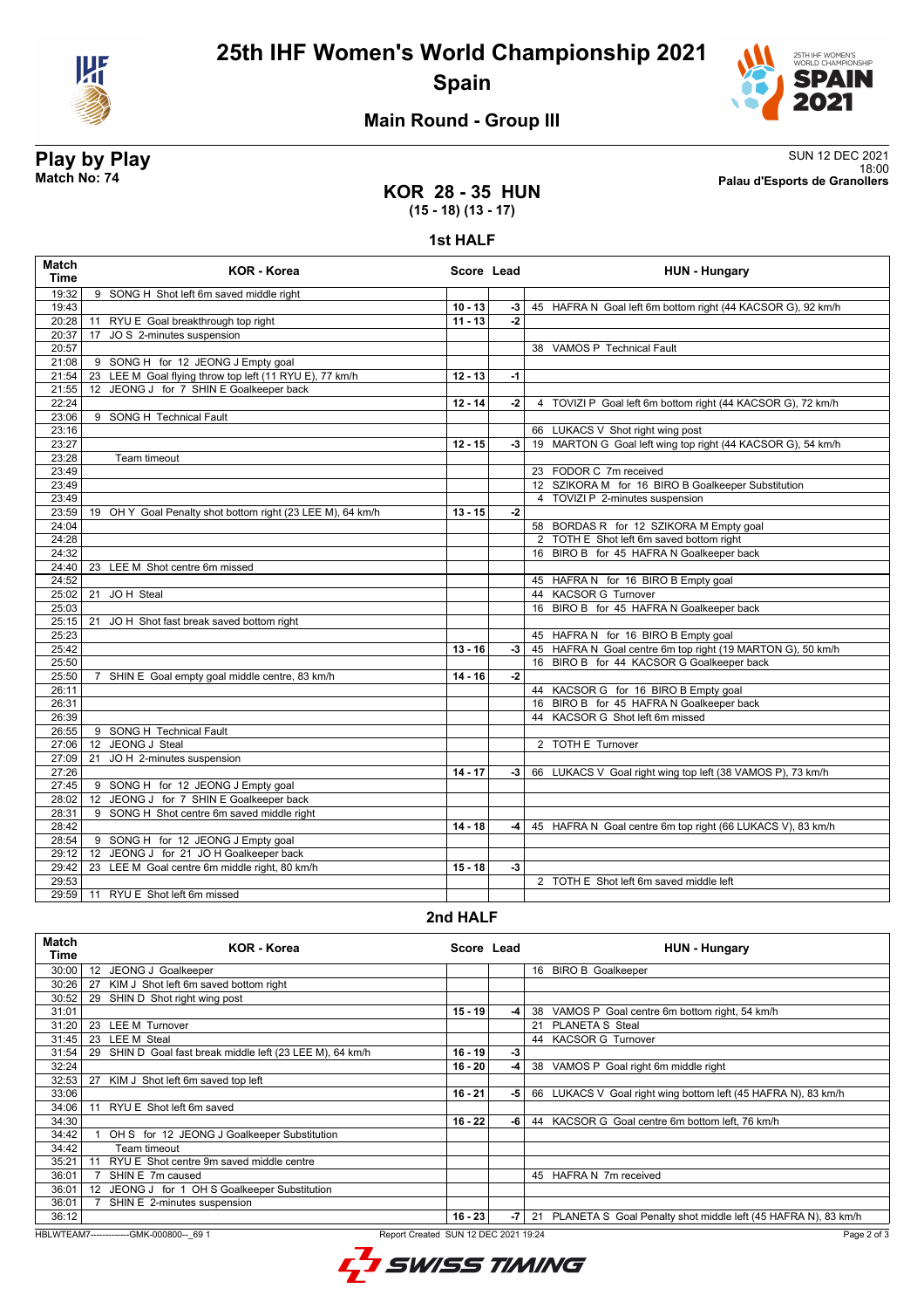# 25th IHF Women's World Championship 2021

## Spain

### Main Round - Group III

**Play by Play**
**Match No: 74**

SUN 12 DEC 2021
18:00
**Palau d'Esports de Granollers**

## KOR 28 - 35 HUN
**(15 - 18) (13 - 17)**

### 1st HALF

| Match Time | KOR - Korea | Score | Lead | HUN - Hungary |
|---|---|---|---|---|
| 19:32 | 9 SONG H Shot left 6m saved middle right | | | |
| 19:43 | | 10 - 13 | -3 | 45 HAFRA N Goal left 6m bottom right (44 KACSOR G), 92 km/h |
| 20:28 | 11 RYU E Goal breakthrough top right | 11 - 13 | -2 | |
| 20:37 | 17 JO S 2-minutes suspension | | | |
| 20:57 | | | | 38 VAMOS P Technical Fault |
| 21:08 | 9 SONG H for 12 JEONG J Empty goal | | | |
| 21:54 | 23 LEE M Goal flying throw top left (11 RYU E), 77 km/h | 12 - 13 | -1 | |
| 21:55 | 12 JEONG J for 7 SHIN E Goalkeeper back | | | |
| 22:24 | | 12 - 14 | -2 | 4 TOVIZI P Goal left 6m bottom right (44 KACSOR G), 72 km/h |
| 23:06 | 9 SONG H Technical Fault | | | |
| 23:16 | | | | 66 LUKACS V Shot right wing post |
| 23:27 | | 12 - 15 | -3 | 19 MARTON G Goal left wing top right (44 KACSOR G), 54 km/h |
| 23:28 | Team timeout | | | |
| 23:49 | | | | 23 FODOR C 7m received |
| 23:49 | | | | 12 SZIKORA M for 16 BIRO B Goalkeeper Substitution |
| 23:49 | | | | 4 TOVIZI P 2-minutes suspension |
| 23:59 | 19 OH Y Goal Penalty shot bottom right (23 LEE M), 64 km/h | 13 - 15 | -2 | |
| 24:04 | | | | 58 BORDAS R for 12 SZIKORA M Empty goal |
| 24:28 | | | | 2 TOTH E Shot left 6m saved bottom right |
| 24:32 | | | | 16 BIRO B for 45 HAFRA N Goalkeeper back |
| 24:40 | 23 LEE M Shot centre 6m missed | | | |
| 24:52 | | | | 45 HAFRA N for 16 BIRO B Empty goal |
| 25:02 | 21 JO H Steal | | | 44 KACSOR G Turnover |
| 25:03 | | | | 16 BIRO B for 45 HAFRA N Goalkeeper back |
| 25:15 | 21 JO H Shot fast break saved bottom right | | | |
| 25:23 | | | | 45 HAFRA N for 16 BIRO B Empty goal |
| 25:42 | | 13 - 16 | -3 | 45 HAFRA N Goal centre 6m top right (19 MARTON G), 50 km/h |
| 25:50 | | | | 16 BIRO B for 44 KACSOR G Goalkeeper back |
| 25:50 | 7 SHIN E Goal empty goal middle centre, 83 km/h | 14 - 16 | -2 | |
| 26:11 | | | | 44 KACSOR G for 16 BIRO B Empty goal |
| 26:31 | | | | 16 BIRO B for 45 HAFRA N Goalkeeper back |
| 26:39 | | | | 44 KACSOR G Shot left 6m missed |
| 26:55 | 9 SONG H Technical Fault | | | |
| 27:06 | 12 JEONG J Steal | | | 2 TOTH E Turnover |
| 27:09 | 21 JO H 2-minutes suspension | | | |
| 27:26 | | 14 - 17 | -3 | 66 LUKACS V Goal right wing top left (38 VAMOS P), 73 km/h |
| 27:45 | 9 SONG H for 12 JEONG J Empty goal | | | |
| 28:02 | 12 JEONG J for 7 SHIN E Goalkeeper back | | | |
| 28:31 | 9 SONG H Shot centre 6m saved middle right | | | |
| 28:42 | | 14 - 18 | -4 | 45 HAFRA N Goal centre 6m top right (66 LUKACS V), 83 km/h |
| 28:54 | 9 SONG H for 12 JEONG J Empty goal | | | |
| 29:12 | 12 JEONG J for 21 JO H Goalkeeper back | | | |
| 29:42 | 23 LEE M Goal centre 6m middle right, 80 km/h | 15 - 18 | -3 | |
| 29:53 | | | | 2 TOTH E Shot left 6m saved middle left |
| 29:59 | 11 RYU E Shot left 6m missed | | | |

### 2nd HALF

| Match Time | KOR - Korea | Score | Lead | HUN - Hungary |
|---|---|---|---|---|
| 30:00 | 12 JEONG J Goalkeeper | | | 16 BIRO B Goalkeeper |
| 30:26 | 27 KIM J Shot left 6m saved bottom right | | | |
| 30:52 | 29 SHIN D Shot right wing post | | | |
| 31:01 | | 15 - 19 | -4 | 38 VAMOS P Goal centre 6m bottom right, 54 km/h |
| 31:20 | 23 LEE M Turnover | | | 21 PLANETA S Steal |
| 31:45 | 23 LEE M Steal | | | 44 KACSOR G Turnover |
| 31:54 | 29 SHIN D Goal fast break middle left (23 LEE M), 64 km/h | 16 - 19 | -3 | |
| 32:24 | | 16 - 20 | -4 | 38 VAMOS P Goal right 6m middle right |
| 32:53 | 27 KIM J Shot left 6m saved top left | | | |
| 33:06 | | 16 - 21 | -5 | 66 LUKACS V Goal right wing bottom left (45 HAFRA N), 83 km/h |
| 34:06 | 11 RYU E Shot left 6m saved | | | |
| 34:30 | | 16 - 22 | -6 | 44 KACSOR G Goal centre 6m bottom left, 76 km/h |
| 34:42 | 1 OH S for 12 JEONG J Goalkeeper Substitution | | | |
| 34:42 | Team timeout | | | |
| 35:21 | 11 RYU E Shot centre 9m saved middle centre | | | |
| 36:01 | 7 SHIN E 7m caused | | | 45 HAFRA N 7m received |
| 36:01 | 12 JEONG J for 1 OH S Goalkeeper Substitution | | | |
| 36:01 | 7 SHIN E 2-minutes suspension | | | |
| 36:12 | | 16 - 23 | -7 | 21 PLANETA S Goal Penalty shot middle left (45 HAFRA N), 83 km/h |

HBLWTEAM7-------------GMK-000800--_69 1 Report Created SUN 12 DEC 2021 19:24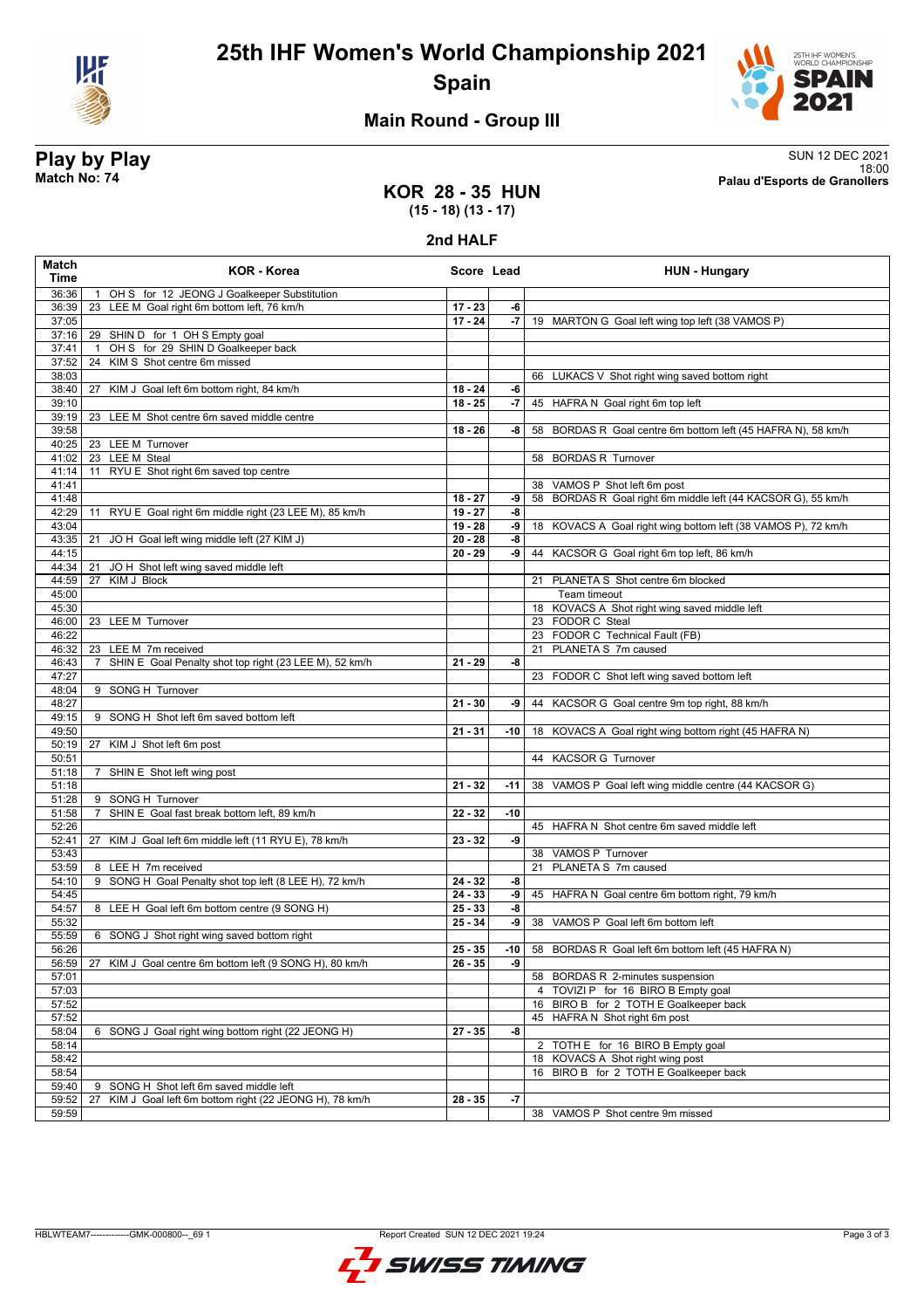# 25th IHF Women's World Championship 2021
## Spain

### Main Round - Group III

**Play by Play**
**Match No: 74**

SUN 12 DEC 2021
18:00
**Palau d'Esports de Granollers**

## KOR 28 - 35 HUN
**(15 - 18) (13 - 17)**

### 2nd HALF

| Match Time | KOR - Korea | Score | Lead | HUN - Hungary |
|---|---|---|---|---|
| 36:36 | 1 OH S for 12 JEONG J Goalkeeper Substitution | | | |
| 36:39 | 23 LEE M Goal right 6m bottom left, 76 km/h | 17 - 23 | -6 | |
| 37:05 | | 17 - 24 | -7 | 19 MARTON G Goal left wing top left (38 VAMOS P) |
| 37:16 | 29 SHIN D for 1 OH S Empty goal | | | |
| 37:41 | 1 OH S for 29 SHIN D Goalkeeper back | | | |
| 37:52 | 24 KIM S Shot centre 6m missed | | | |
| 38:03 | | | | 66 LUKACS V Shot right wing saved bottom right |
| 38:40 | 27 KIM J Goal left 6m bottom right, 84 km/h | 18 - 24 | -6 | |
| 39:10 | | 18 - 25 | -7 | 45 HAFRA N Goal right 6m top left |
| 39:19 | 23 LEE M Shot centre 6m saved middle centre | | | |
| 39:58 | | 18 - 26 | -8 | 58 BORDAS R Goal centre 6m bottom left (45 HAFRA N), 58 km/h |
| 40:25 | 23 LEE M Turnover | | | |
| 41:02 | 23 LEE M Steal | | | 58 BORDAS R Turnover |
| 41:14 | 11 RYU E Shot right 6m saved top centre | | | |
| 41:41 | | | | 38 VAMOS P Shot left 6m post |
| 41:48 | | 18 - 27 | -9 | 58 BORDAS R Goal right 6m middle left (44 KACSOR G), 55 km/h |
| 42:29 | 11 RYU E Goal right 6m middle right (23 LEE M), 85 km/h | 19 - 27 | -8 | |
| 43:04 | | 19 - 28 | -9 | 18 KOVACS A Goal right wing bottom left (38 VAMOS P), 72 km/h |
| 43:35 | 21 JO H Goal left wing middle left (27 KIM J) | 20 - 28 | -8 | |
| 44:15 | | 20 - 29 | -9 | 44 KACSOR G Goal right 6m top left, 86 km/h |
| 44:34 | 21 JO H Shot left wing saved middle left | | | |
| 44:59 | 27 KIM J Block | | | 21 PLANETA S Shot centre 6m blocked |
| 45:00 | | | | Team timeout |
| 45:30 | | | | 18 KOVACS A Shot right wing saved middle left |
| 46:00 | 23 LEE M Turnover | | | 23 FODOR C Steal |
| 46:22 | | | | 23 FODOR C Technical Fault (FB) |
| 46:32 | 23 LEE M 7m received | | | 21 PLANETA S 7m caused |
| 46:43 | 7 SHIN E Goal Penalty shot top right (23 LEE M), 52 km/h | 21 - 29 | -8 | |
| 47:27 | | | | 23 FODOR C Shot left wing saved bottom left |
| 48:04 | 9 SONG H Turnover | | | |
| 48:27 | | 21 - 30 | -9 | 44 KACSOR G Goal centre 9m top right, 88 km/h |
| 49:15 | 9 SONG H Shot left 6m saved bottom left | | | |
| 49:50 | | 21 - 31 | -10 | 18 KOVACS A Goal right wing bottom right (45 HAFRA N) |
| 50:19 | 27 KIM J Shot left 6m post | | | |
| 50:51 | | | | 44 KACSOR G Turnover |
| 51:18 | 7 SHIN E Shot left wing post | | | |
| 51:18 | | 21 - 32 | -11 | 38 VAMOS P Goal left wing middle centre (44 KACSOR G) |
| 51:28 | 9 SONG H Turnover | | | |
| 51:58 | 7 SHIN E Goal fast break bottom left, 89 km/h | 22 - 32 | -10 | |
| 52:26 | | | | 45 HAFRA N Shot centre 6m saved middle left |
| 52:41 | 27 KIM J Goal left 6m middle left (11 RYU E), 78 km/h | 23 - 32 | -9 | |
| 53:43 | | | | 38 VAMOS P Turnover |
| 53:59 | 8 LEE H 7m received | | | 21 PLANETA S 7m caused |
| 54:10 | 9 SONG H Goal Penalty shot top left (8 LEE H), 72 km/h | 24 - 32 | -8 | |
| 54:45 | | 24 - 33 | -9 | 45 HAFRA N Goal centre 6m bottom right, 79 km/h |
| 54:57 | 8 LEE H Goal left 6m bottom centre (9 SONG H) | 25 - 33 | -8 | |
| 55:32 | | 25 - 34 | -9 | 38 VAMOS P Goal left 6m bottom left |
| 55:59 | 6 SONG J Shot right wing saved bottom right | | | |
| 56:26 | | 25 - 35 | -10 | 58 BORDAS R Goal left 6m bottom left (45 HAFRA N) |
| 56:59 | 27 KIM J Goal centre 6m bottom left (9 SONG H), 80 km/h | 26 - 35 | -9 | |
| 57:01 | | | | 58 BORDAS R 2-minutes suspension |
| 57:03 | | | | 4 TOVIZI P for 16 BIRO B Empty goal |
| 57:52 | | | | 16 BIRO B for 2 TOTH E Goalkeeper back |
| 57:52 | | | | 45 HAFRA N Shot right 6m post |
| 58:04 | 6 SONG J Goal right wing bottom right (22 JEONG H) | 27 - 35 | -8 | |
| 58:14 | | | | 2 TOTH E for 16 BIRO B Empty goal |
| 58:42 | | | | 18 KOVACS A Shot right wing post |
| 58:54 | | | | 16 BIRO B for 2 TOTH E Goalkeeper back |
| 59:40 | 9 SONG H Shot left 6m saved middle left | | | |
| 59:52 | 27 KIM J Goal left 6m bottom right (22 JEONG H), 78 km/h | 28 - 35 | -7 | |
| 59:59 | | | | 38 VAMOS P Shot centre 9m missed |

HBLWTEAM7-------------GMK-000800--_69 1 Report Created SUN 12 DEC 2021 19:24